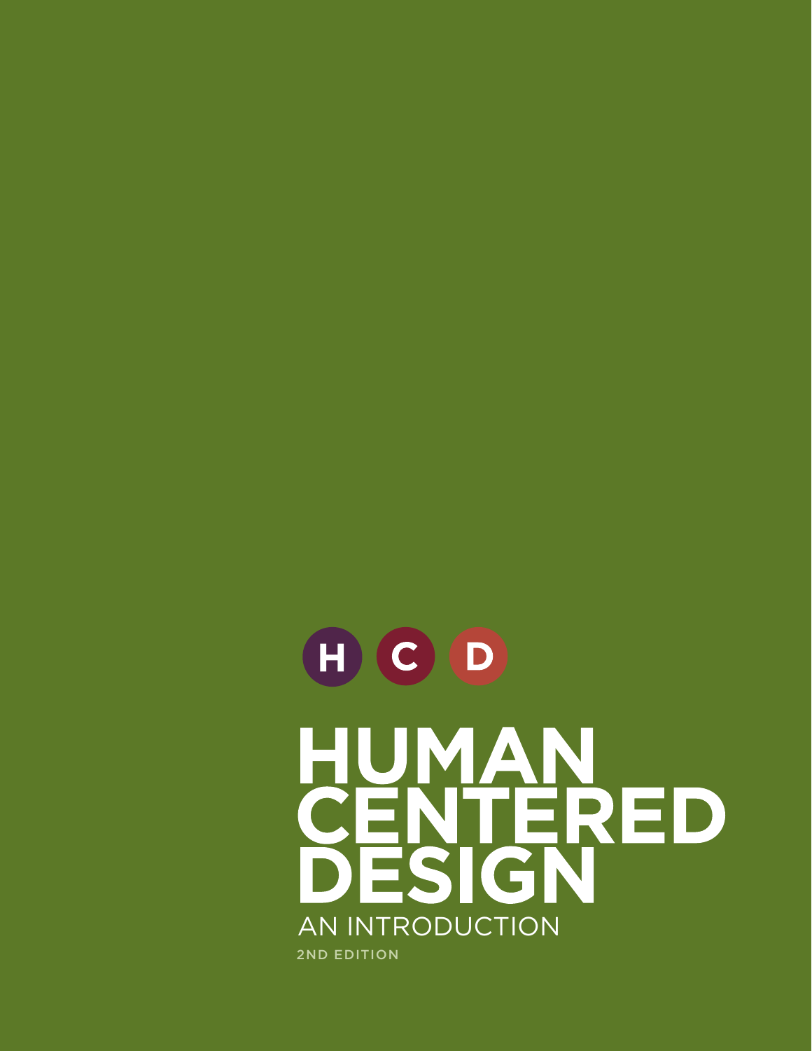H C D

# HUMAN CENTERED DESIGN

## AN INTRODUCTION

2ND EDITION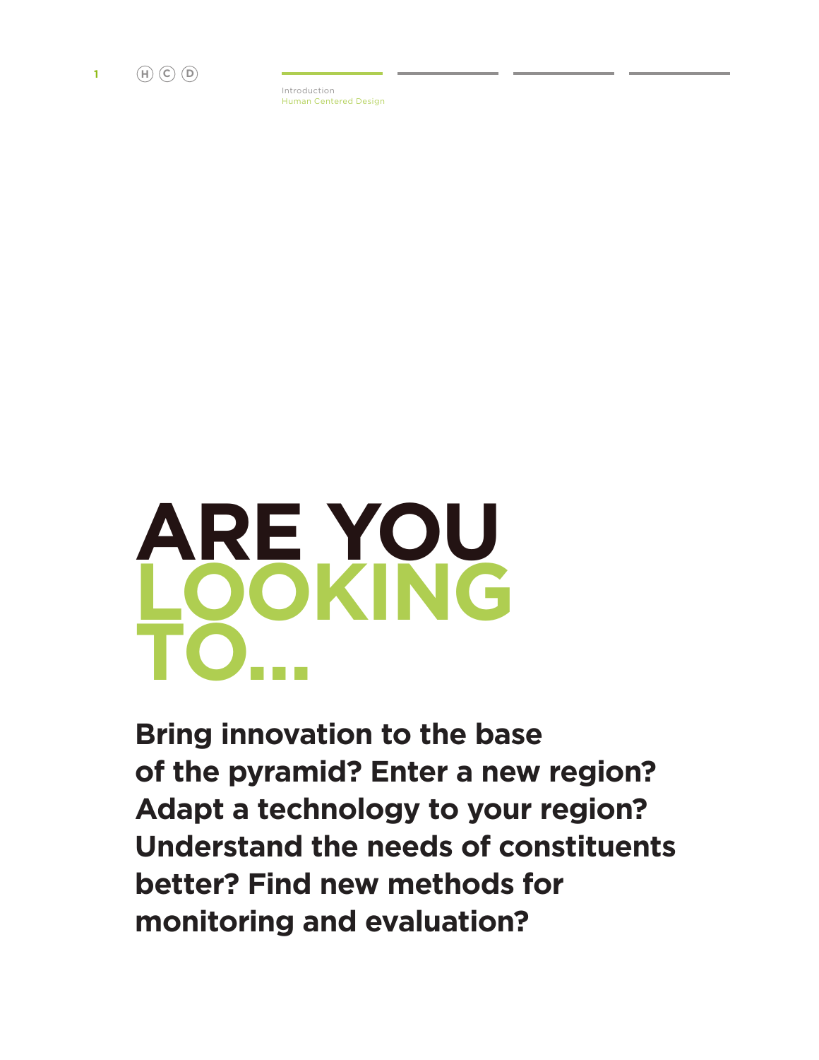# ARE YOU LOOKING TO...

**Bring innovation to the base of the pyramid? Enter a new region? Adapt a technology to your region? Understand the needs of constituents better? Find new methods for monitoring and evaluation?**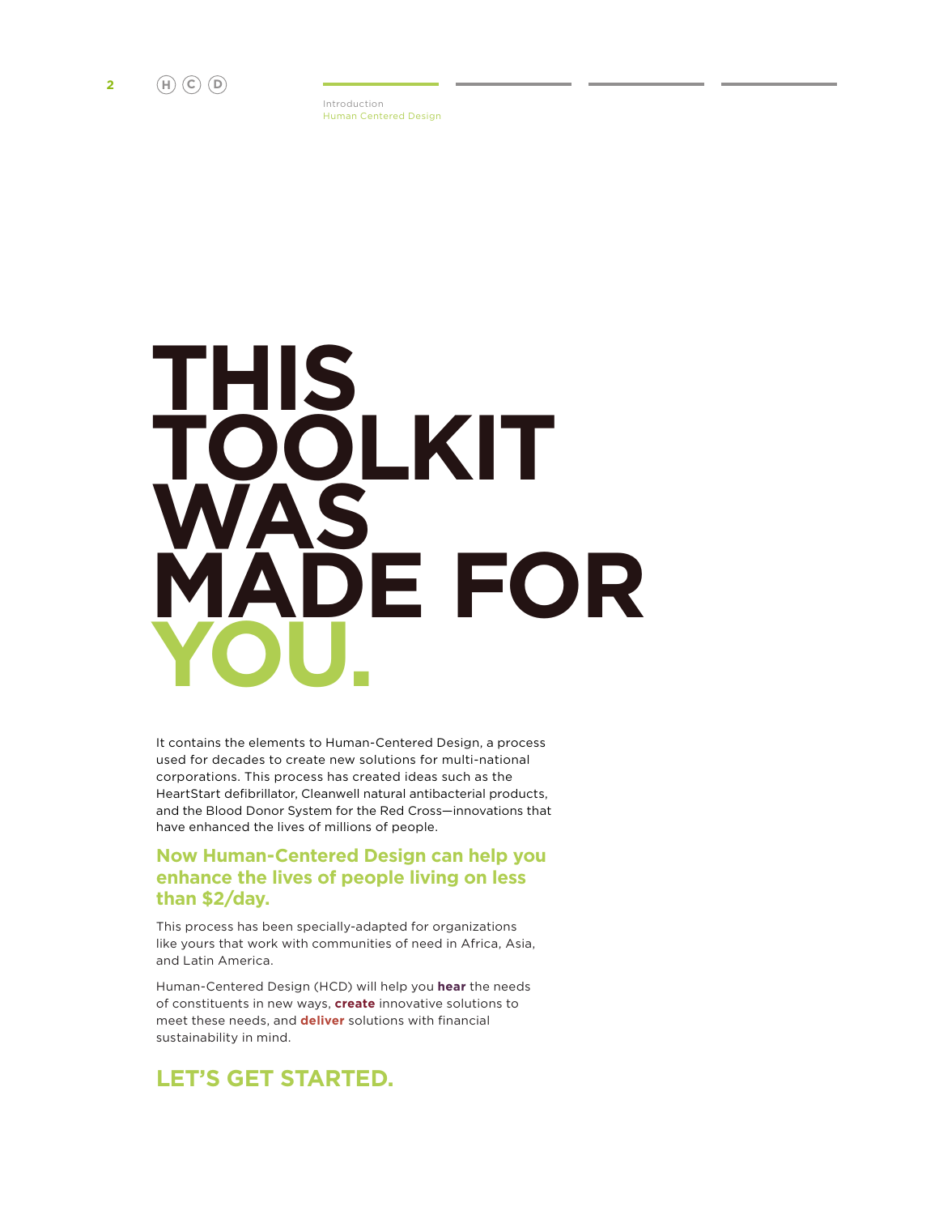# THIS TOOLKIT WAS MADE FOR YOU.

It contains the elements to Human-Centered Design, a process used for decades to create new solutions for multi-national corporations. This process has created ideas such as the HeartStart defibrillator, Cleanwell natural antibacterial products, and the Blood Donor System for the Red Cross—innovations that have enhanced the lives of millions of people.

**Now Human-Centered Design can help you enhance the lives of people living on less than $2/day.**

This process has been specially-adapted for organizations like yours that work with communities of need in Africa, Asia, and Latin America.

Human-Centered Design (HCD) will help you **hear** the needs of constituents in new ways, **create** innovative solutions to meet these needs, and **deliver** solutions with financial sustainability in mind.

## LET'S GET STARTED.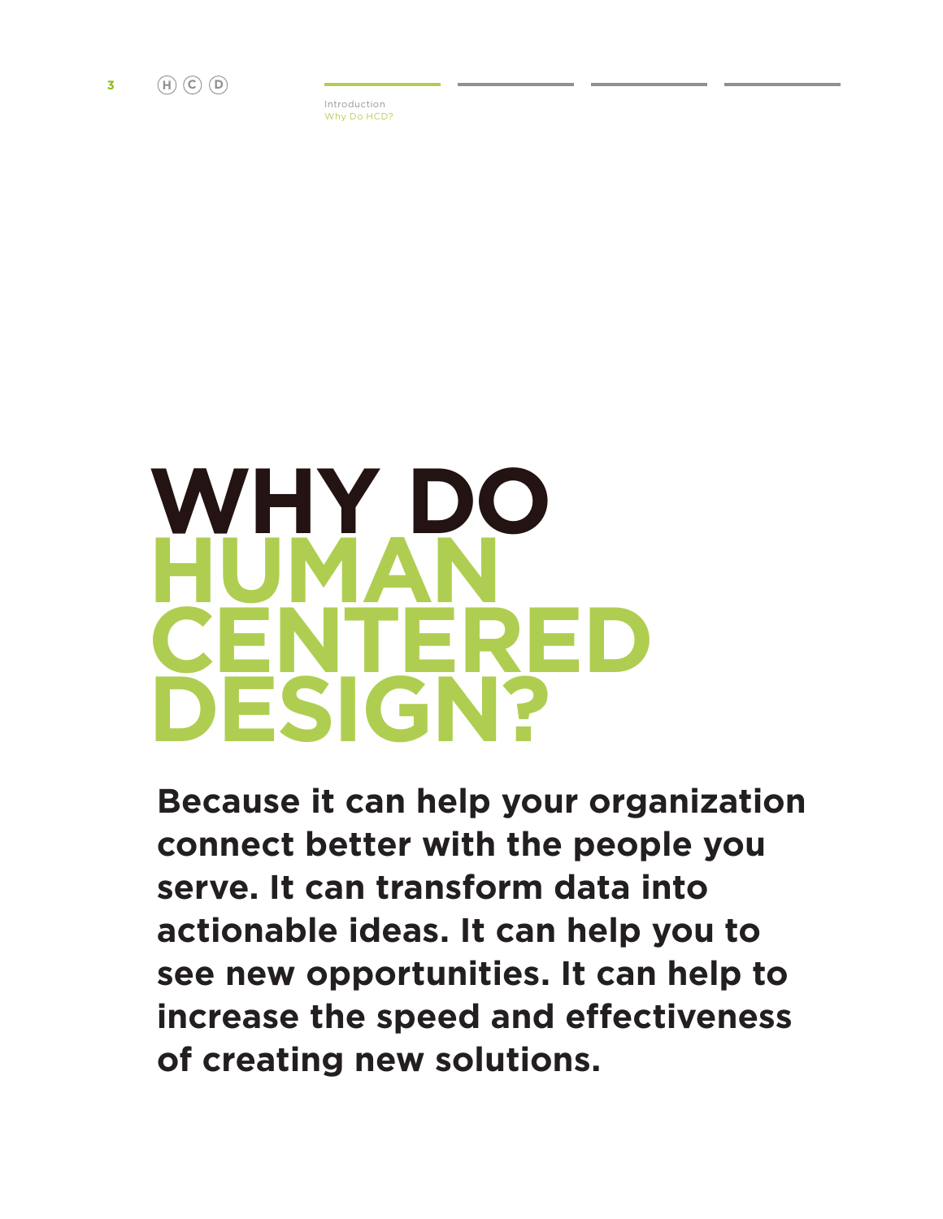# WHY DO HUMAN CENTERED DESIGN?

**Because it can help your organization connect better with the people you serve. It can transform data into actionable ideas. It can help you to see new opportunities. It can help to increase the speed and effectiveness of creating new solutions.**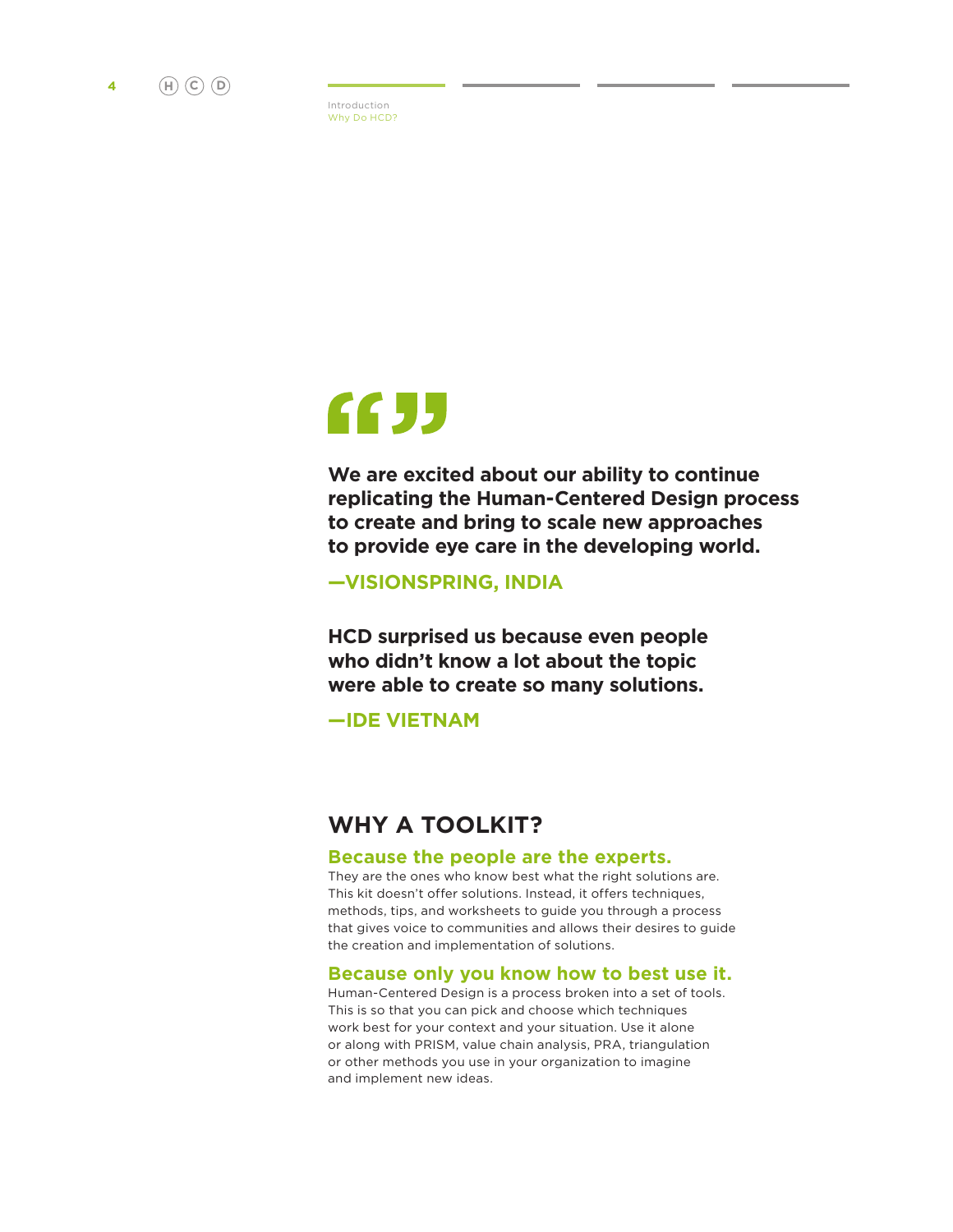**We are excited about our ability to continue replicating the Human-Centered Design process to create and bring to scale new approaches to provide eye care in the developing world.**

**—VISIONSPRING, INDIA**

**HCD surprised us because even people who didn't know a lot about the topic were able to create so many solutions.**

**—IDE VIETNAM**

## WHY A TOOLKIT?

### Because the people are the experts.

They are the ones who know best what the right solutions are. This kit doesn't offer solutions. Instead, it offers techniques, methods, tips, and worksheets to guide you through a process that gives voice to communities and allows their desires to guide the creation and implementation of solutions.

### Because only you know how to best use it.

Human-Centered Design is a process broken into a set of tools. This is so that you can pick and choose which techniques work best for your context and your situation. Use it alone or along with PRISM, value chain analysis, PRA, triangulation or other methods you use in your organization to imagine and implement new ideas.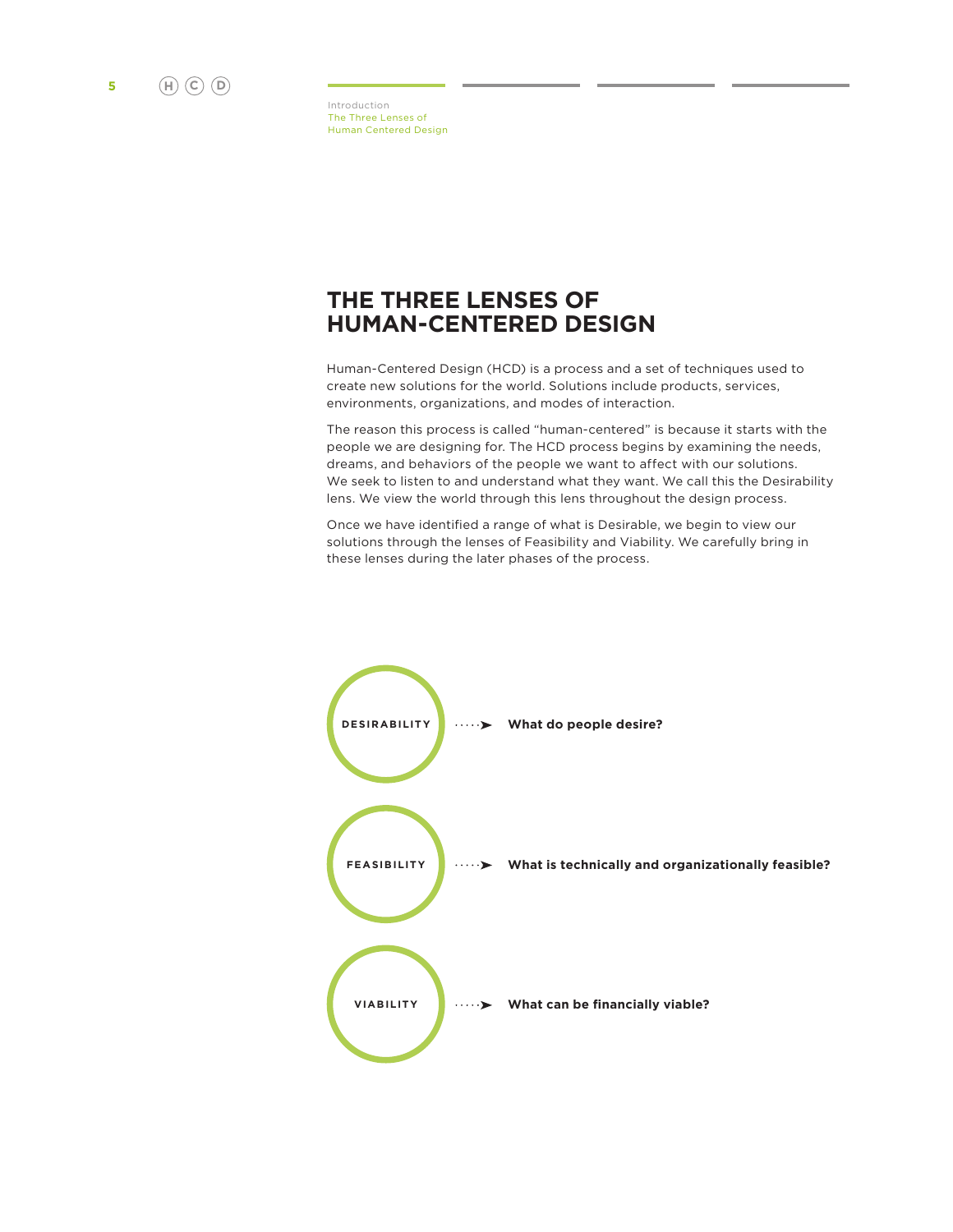# THE THREE LENSES OF HUMAN-CENTERED DESIGN

Human-Centered Design (HCD) is a process and a set of techniques used to create new solutions for the world. Solutions include products, services, environments, organizations, and modes of interaction.

The reason this process is called "human-centered" is because it starts with the people we are designing for. The HCD process begins by examining the needs, dreams, and behaviors of the people we want to affect with our solutions. We seek to listen to and understand what they want. We call this the Desirability lens. We view the world through this lens throughout the design process.

Once we have identified a range of what is Desirable, we begin to view our solutions through the lenses of Feasibility and Viability. We carefully bring in these lenses during the later phases of the process.

**DESIRABILITY** → **What do people desire?**

**FEASIBILITY** → **What is technically and organizationally feasible?**

**VIABILITY** → **What can be financially viable?**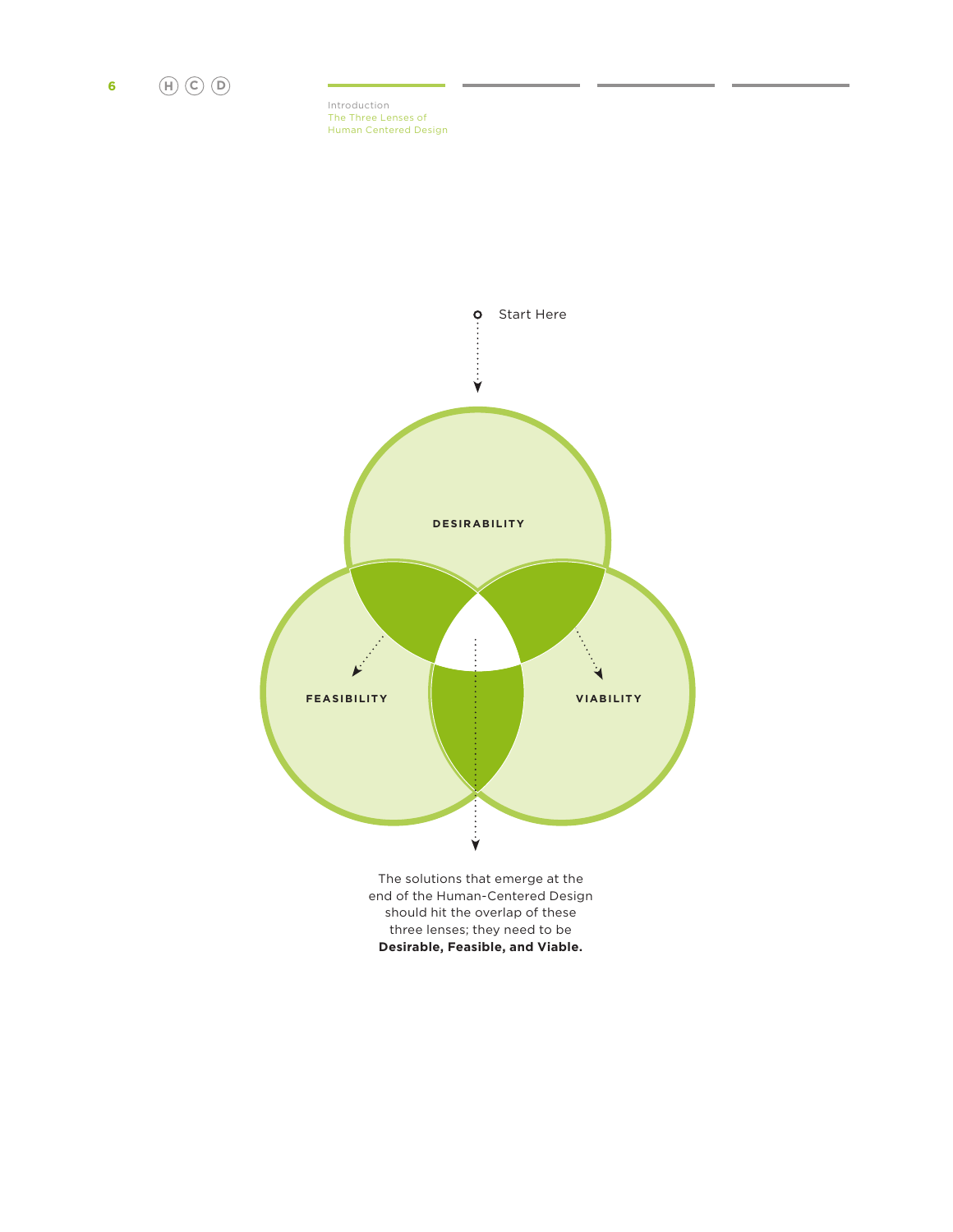Start Here

DESIRABILITY

FEASIBILITY

VIABILITY

The solutions that emerge at the end of the Human-Centered Design should hit the overlap of these three lenses; they need to be **Desirable, Feasible, and Viable.**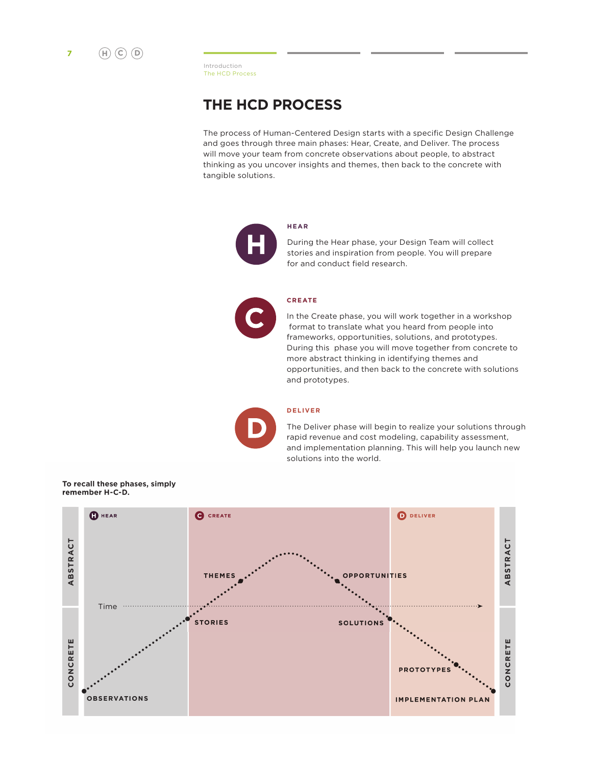# THE HCD PROCESS

The process of Human-Centered Design starts with a specific Design Challenge and goes through three main phases: Hear, Create, and Deliver. The process will move your team from concrete observations about people, to abstract thinking as you uncover insights and themes, then back to the concrete with tangible solutions.

### HEAR

During the Hear phase, your Design Team will collect stories and inspiration from people. You will prepare for and conduct field research.

### CREATE

In the Create phase, you will work together in a workshop format to translate what you heard from people into frameworks, opportunities, solutions, and prototypes. During this phase you will move together from concrete to more abstract thinking in identifying themes and opportunities, and then back to the concrete with solutions and prototypes.

### DELIVER

The Deliver phase will begin to realize your solutions through rapid revenue and cost modeling, capability assessment, and implementation planning. This will help you launch new solutions into the world.

**To recall these phases, simply remember H-C-D.**

HEAR | CREATE | DELIVER

ABSTRACT / CONCRETE

Time

OBSERVATIONS → STORIES → THEMES → OPPORTUNITIES → SOLUTIONS → PROTOTYPES → IMPLEMENTATION PLAN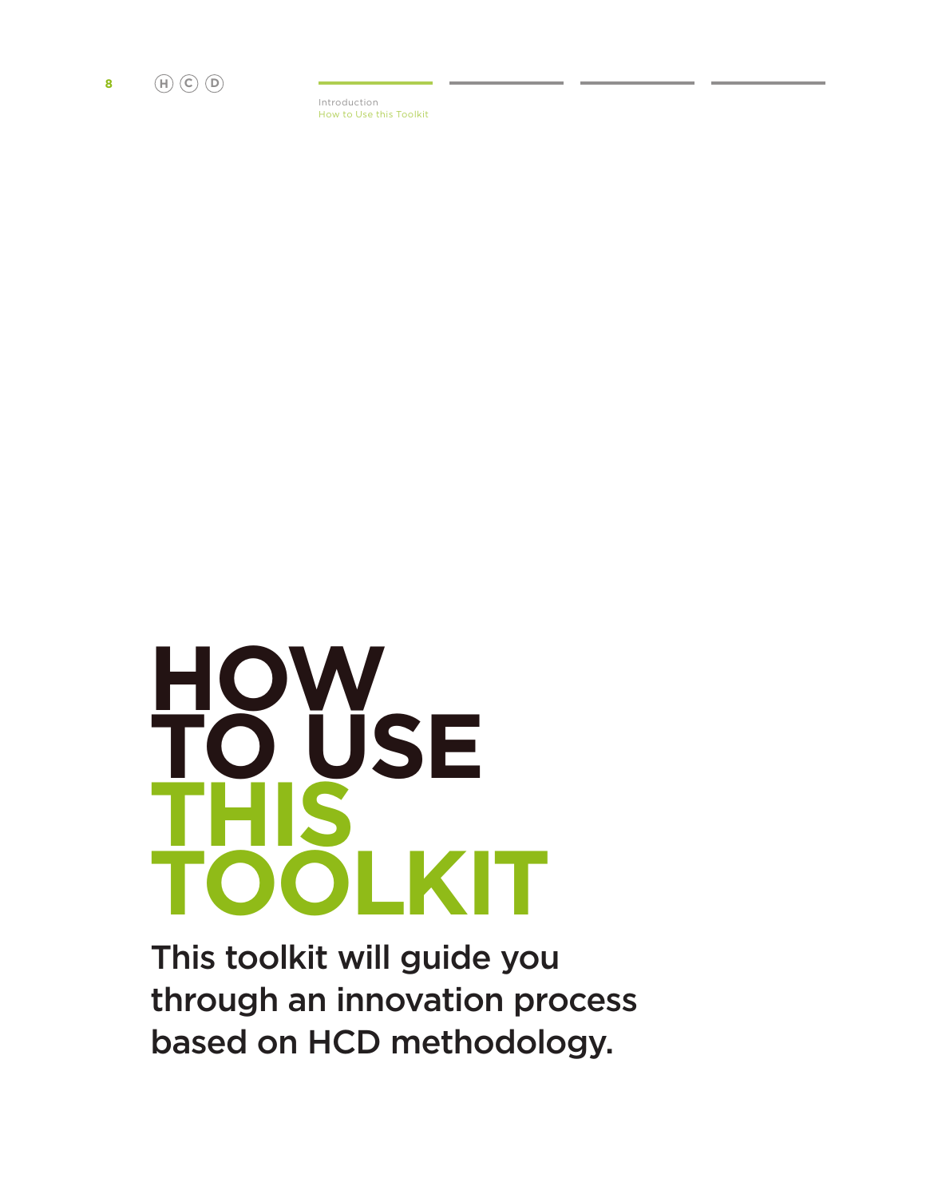# HOW TO USE THIS TOOLKIT

This toolkit will guide you through an innovation process based on HCD methodology.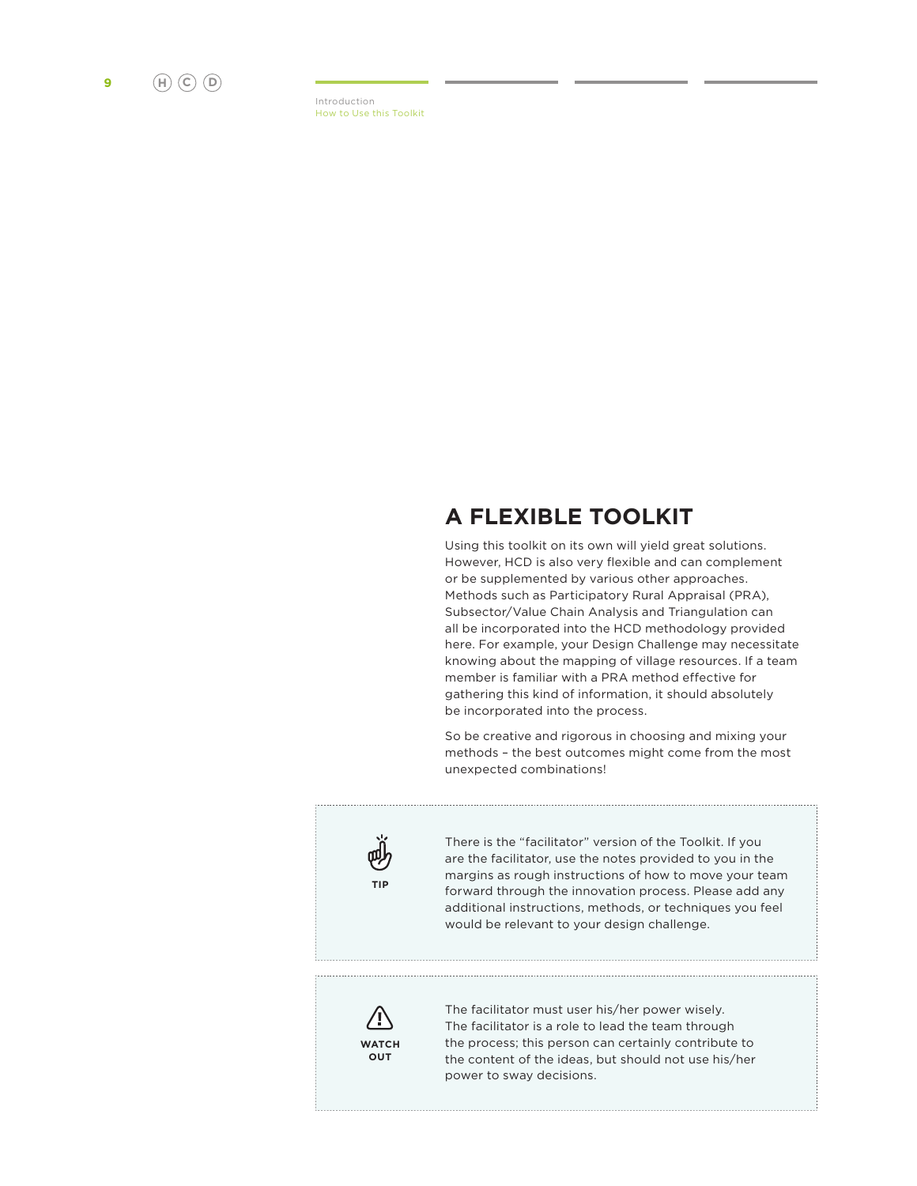## A FLEXIBLE TOOLKIT

Using this toolkit on its own will yield great solutions. However, HCD is also very flexible and can complement or be supplemented by various other approaches. Methods such as Participatory Rural Appraisal (PRA), Subsector/Value Chain Analysis and Triangulation can all be incorporated into the HCD methodology provided here. For example, your Design Challenge may necessitate knowing about the mapping of village resources. If a team member is familiar with a PRA method effective for gathering this kind of information, it should absolutely be incorporated into the process.

So be creative and rigorous in choosing and mixing your methods – the best outcomes might come from the most unexpected combinations!

**TIP**

There is the "facilitator" version of the Toolkit. If you are the facilitator, use the notes provided to you in the margins as rough instructions of how to move your team forward through the innovation process. Please add any additional instructions, methods, or techniques you feel would be relevant to your design challenge.

**WATCH OUT**

The facilitator must user his/her power wisely. The facilitator is a role to lead the team through the process; this person can certainly contribute to the content of the ideas, but should not use his/her power to sway decisions.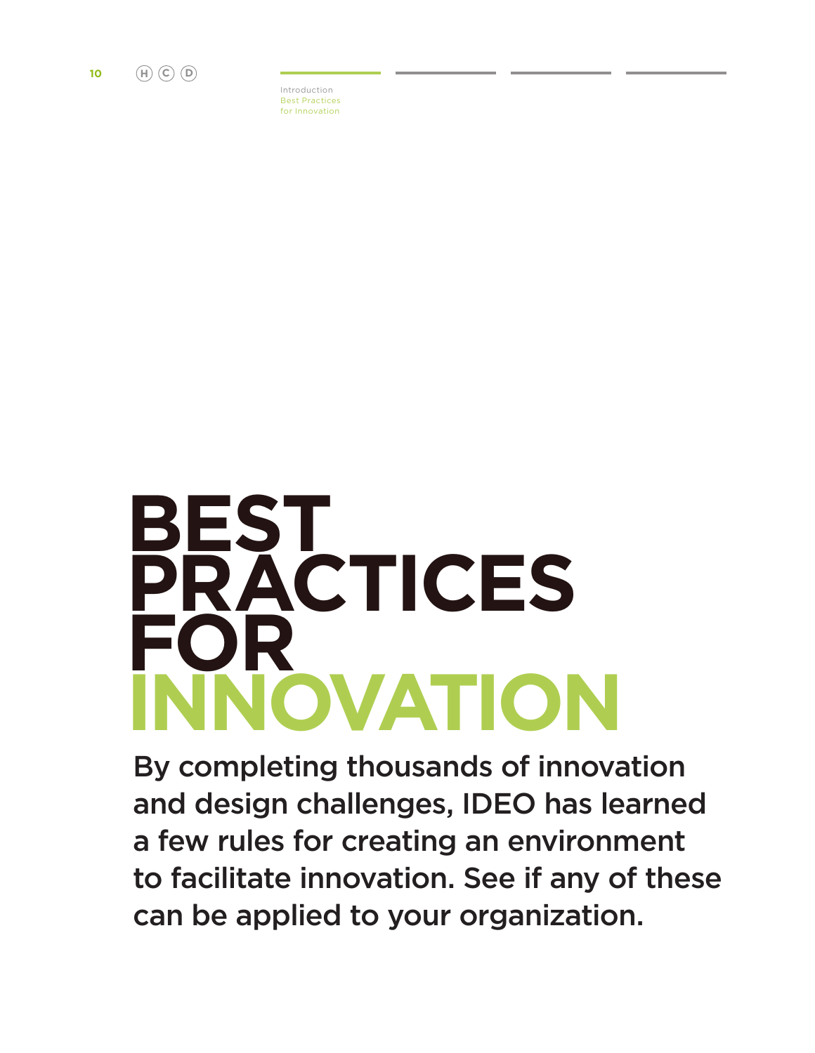# BEST PRACTICES FOR INNOVATION

By completing thousands of innovation and design challenges, IDEO has learned a few rules for creating an environment to facilitate innovation. See if any of these can be applied to your organization.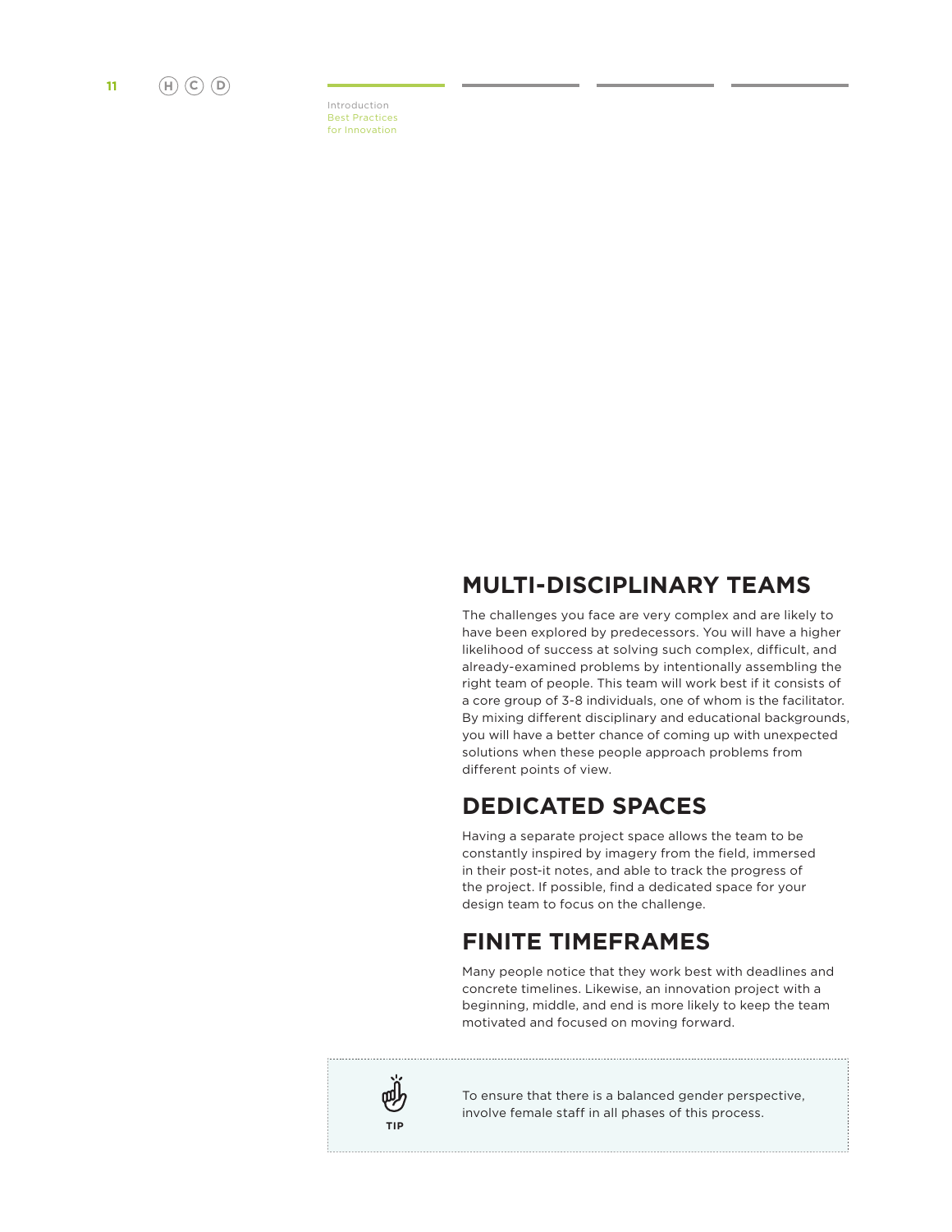## MULTI-DISCIPLINARY TEAMS

The challenges you face are very complex and are likely to have been explored by predecessors. You will have a higher likelihood of success at solving such complex, difficult, and already-examined problems by intentionally assembling the right team of people. This team will work best if it consists of a core group of 3-8 individuals, one of whom is the facilitator. By mixing different disciplinary and educational backgrounds, you will have a better chance of coming up with unexpected solutions when these people approach problems from different points of view.

## DEDICATED SPACES

Having a separate project space allows the team to be constantly inspired by imagery from the field, immersed in their post-it notes, and able to track the progress of the project. If possible, find a dedicated space for your design team to focus on the challenge.

## FINITE TIMEFRAMES

Many people notice that they work best with deadlines and concrete timelines. Likewise, an innovation project with a beginning, middle, and end is more likely to keep the team motivated and focused on moving forward.

**TIP**

To ensure that there is a balanced gender perspective, involve female staff in all phases of this process.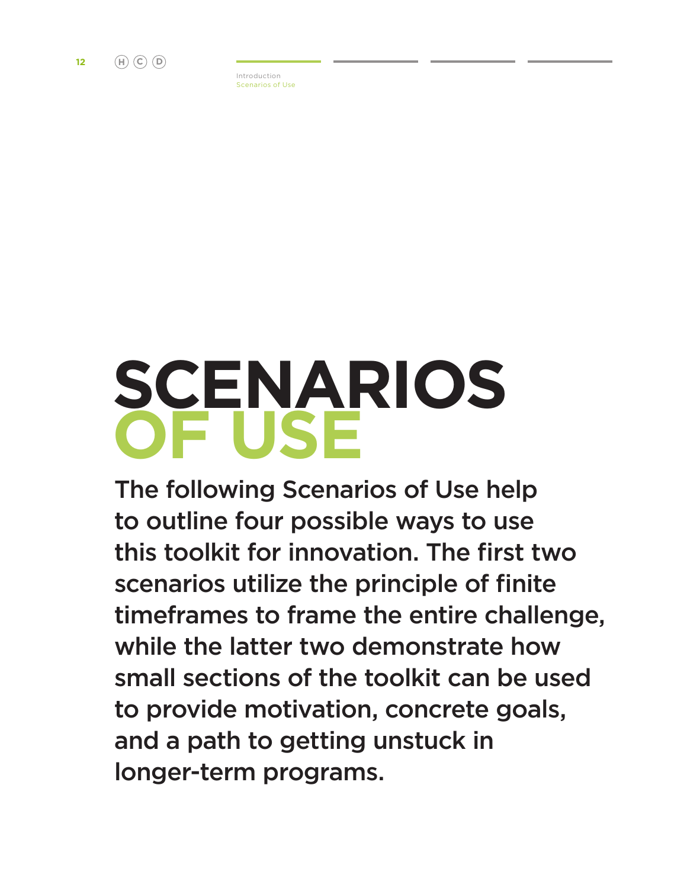# SCENARIOS OF USE

The following Scenarios of Use help to outline four possible ways to use this toolkit for innovation. The first two scenarios utilize the principle of finite timeframes to frame the entire challenge, while the latter two demonstrate how small sections of the toolkit can be used to provide motivation, concrete goals, and a path to getting unstuck in longer-term programs.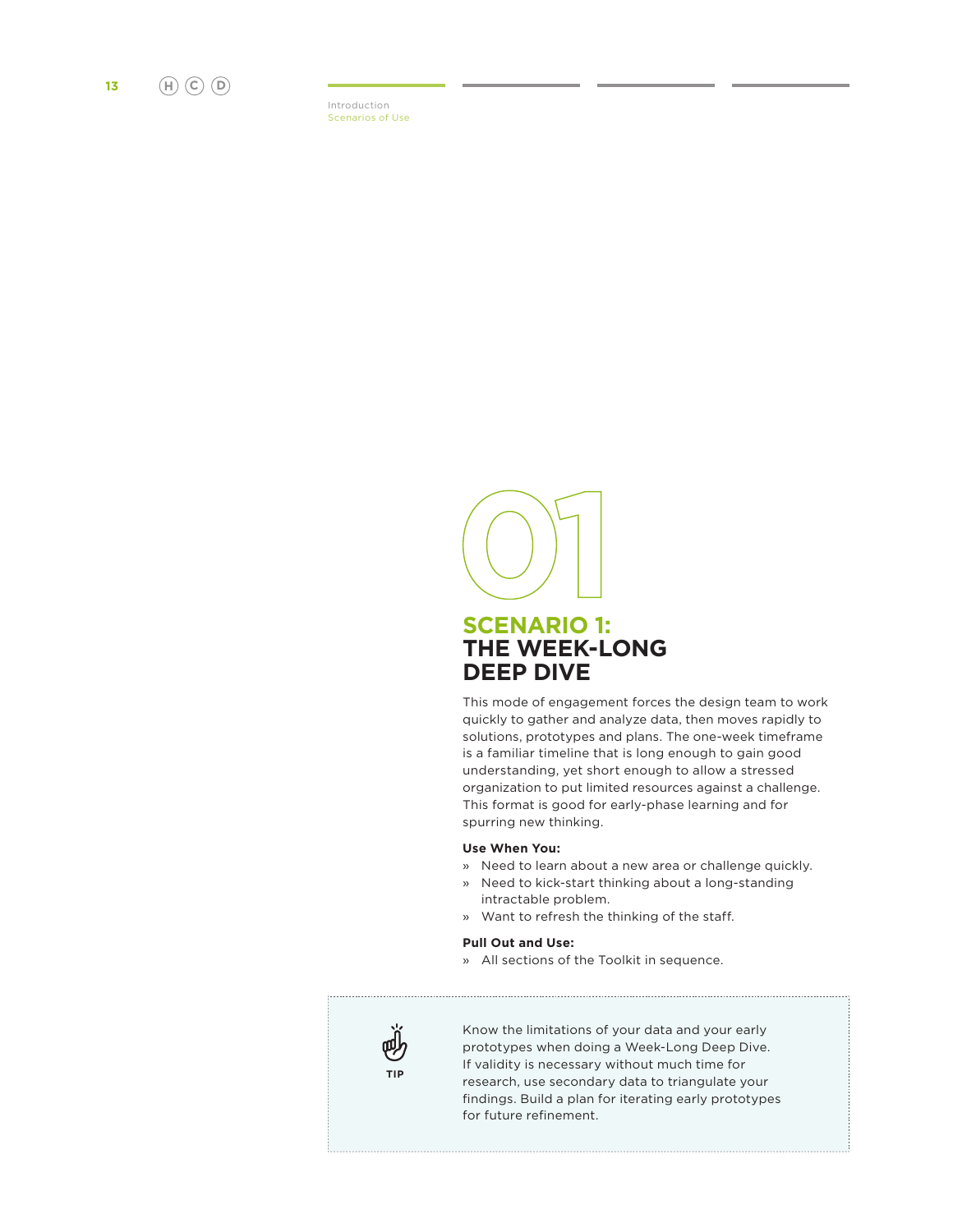01

## SCENARIO 1: THE WEEK-LONG DEEP DIVE

This mode of engagement forces the design team to work quickly to gather and analyze data, then moves rapidly to solutions, prototypes and plans. The one-week timeframe is a familiar timeline that is long enough to gain good understanding, yet short enough to allow a stressed organization to put limited resources against a challenge. This format is good for early-phase learning and for spurring new thinking.

**Use When You:**

- » Need to learn about a new area or challenge quickly.
- » Need to kick-start thinking about a long-standing intractable problem.
- » Want to refresh the thinking of the staff.

**Pull Out and Use:**

- » All sections of the Toolkit in sequence.

**TIP**

Know the limitations of your data and your early prototypes when doing a Week-Long Deep Dive. If validity is necessary without much time for research, use secondary data to triangulate your findings. Build a plan for iterating early prototypes for future refinement.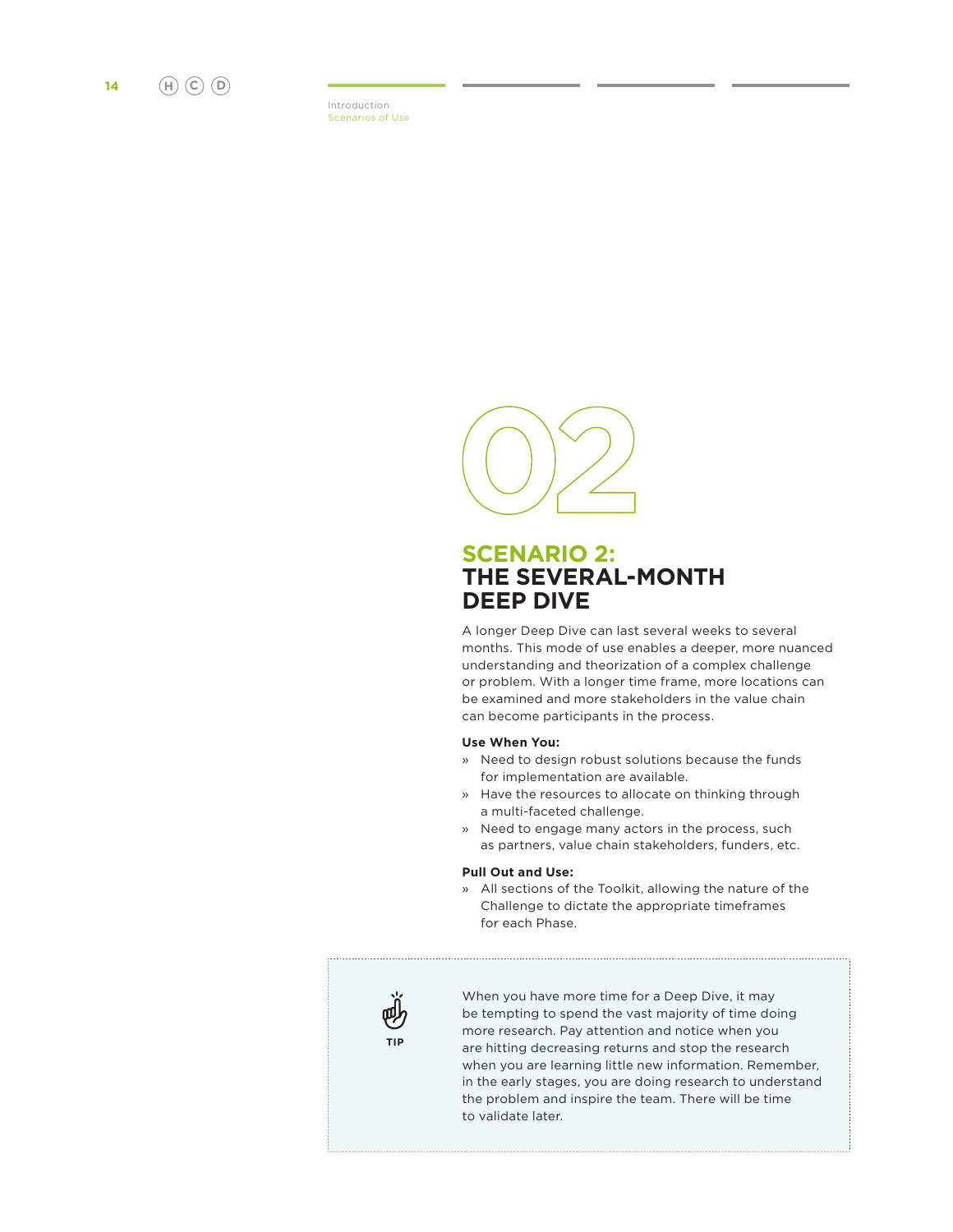02

## SCENARIO 2: THE SEVERAL-MONTH DEEP DIVE

A longer Deep Dive can last several weeks to several months. This mode of use enables a deeper, more nuanced understanding and theorization of a complex challenge or problem. With a longer time frame, more locations can be examined and more stakeholders in the value chain can become participants in the process.

**Use When You:**

- Need to design robust solutions because the funds for implementation are available.
- Have the resources to allocate on thinking through a multi-faceted challenge.
- Need to engage many actors in the process, such as partners, value chain stakeholders, funders, etc.

**Pull Out and Use:**

- All sections of the Toolkit, allowing the nature of the Challenge to dictate the appropriate timeframes for each Phase.

**TIP**

When you have more time for a Deep Dive, it may be tempting to spend the vast majority of time doing more research. Pay attention and notice when you are hitting decreasing returns and stop the research when you are learning little new information. Remember, in the early stages, you are doing research to understand the problem and inspire the team. There will be time to validate later.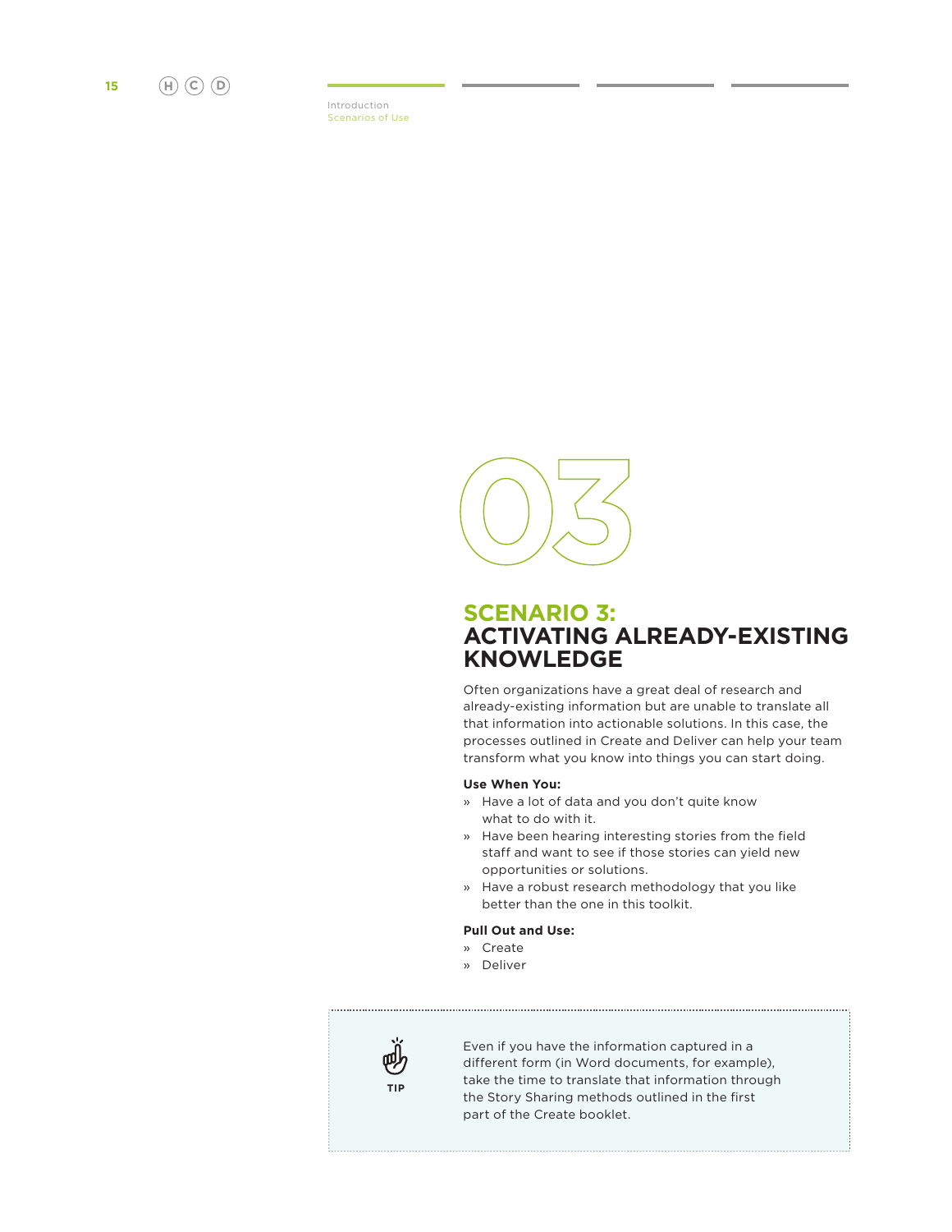03

## SCENARIO 3: ACTIVATING ALREADY-EXISTING KNOWLEDGE

Often organizations have a great deal of research and already-existing information but are unable to translate all that information into actionable solutions. In this case, the processes outlined in Create and Deliver can help your team transform what you know into things you can start doing.

**Use When You:**

- Have a lot of data and you don't quite know what to do with it.
- Have been hearing interesting stories from the field staff and want to see if those stories can yield new opportunities or solutions.
- Have a robust research methodology that you like better than the one in this toolkit.

**Pull Out and Use:**

- Create
- Deliver

**TIP**

Even if you have the information captured in a different form (in Word documents, for example), take the time to translate that information through the Story Sharing methods outlined in the first part of the Create booklet.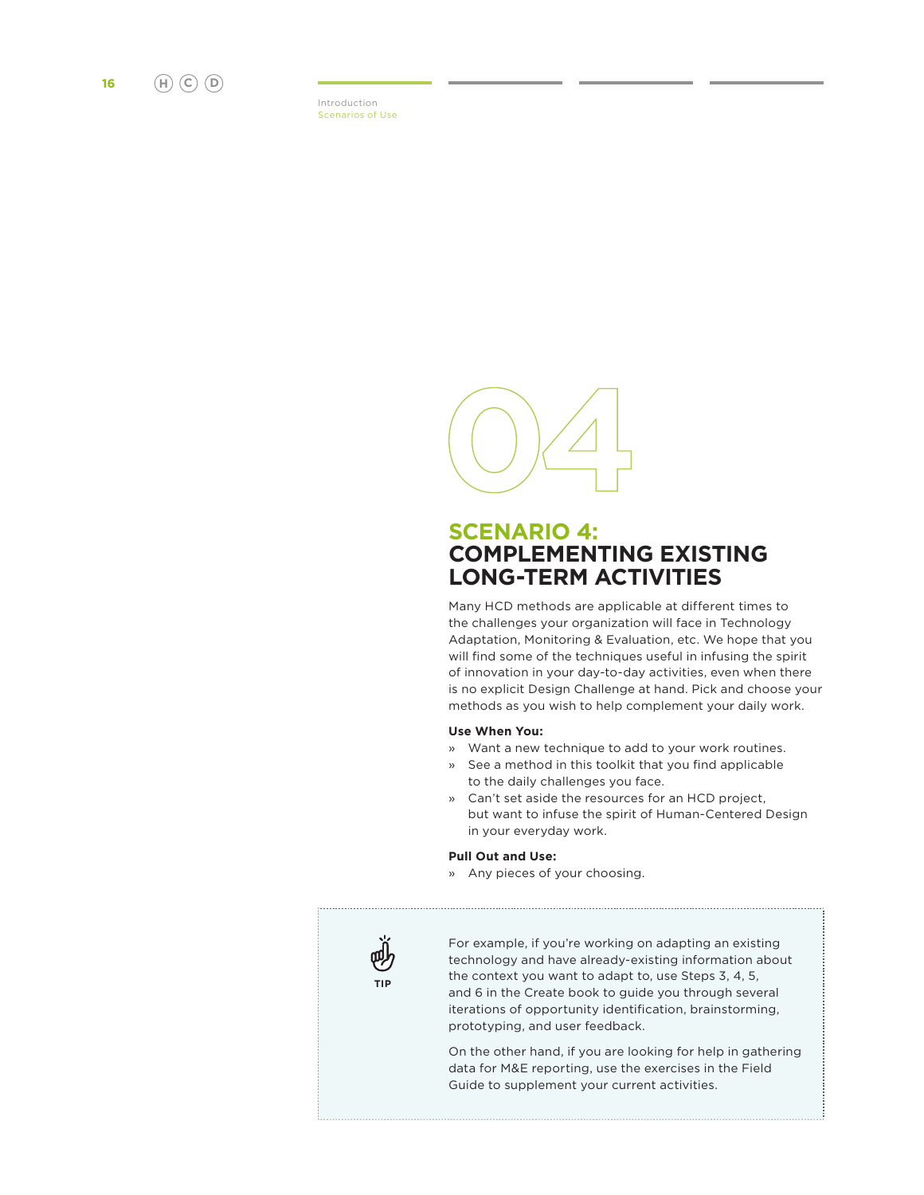# 04

## SCENARIO 4: COMPLEMENTING EXISTING LONG-TERM ACTIVITIES

Many HCD methods are applicable at different times to the challenges your organization will face in Technology Adaptation, Monitoring & Evaluation, etc. We hope that you will find some of the techniques useful in infusing the spirit of innovation in your day-to-day activities, even when there is no explicit Design Challenge at hand. Pick and choose your methods as you wish to help complement your daily work.

**Use When You:**

- Want a new technique to add to your work routines.
- See a method in this toolkit that you find applicable to the daily challenges you face.
- Can't set aside the resources for an HCD project, but want to infuse the spirit of Human-Centered Design in your everyday work.

**Pull Out and Use:**

- Any pieces of your choosing.

**TIP**

For example, if you're working on adapting an existing technology and have already-existing information about the context you want to adapt to, use Steps 3, 4, 5, and 6 in the Create book to guide you through several iterations of opportunity identification, brainstorming, prototyping, and user feedback.

On the other hand, if you are looking for help in gathering data for M&E reporting, use the exercises in the Field Guide to supplement your current activities.